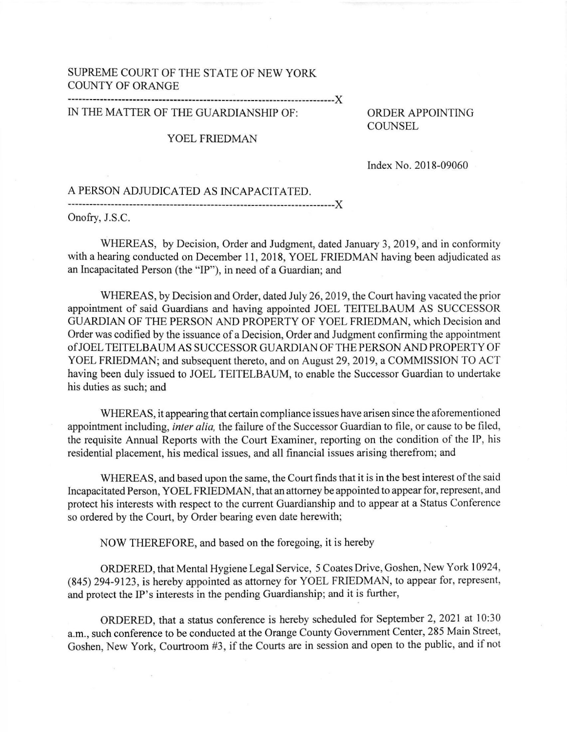SUPREME COURT OF THE STATE OF NEW YORK
COUNTY OF ORANGE

---

IN THE MATTER OF THE GUARDIANSHIP OF:

YOEL FRIEDMAN

A PERSON ADJUDICATED AS INCAPACITATED.

---

**ORDER APPOINTING COUNSEL**

Index No. 2018-09060

Onofry, J.S.C.

WHEREAS, by Decision, Order and Judgment, dated January 3, 2019, and in conformity with a hearing conducted on December 11, 2018, YOEL FRIEDMAN having been adjudicated as an Incapacitated Person (the "IP"), in need of a Guardian; and

WHEREAS, by Decision and Order, dated July 26, 2019, the Court having vacated the prior appointment of said Guardians and having appointed JOEL TEITELBAUM AS SUCCESSOR GUARDIAN OF THE PERSON AND PROPERTY OF YOEL FRIEDMAN, which Decision and Order was codified by the issuance of a Decision, Order and Judgment confirming the appointment of JOEL TEITELBAUM AS SUCCESSOR GUARDIAN OF THE PERSON AND PROPERTY OF YOEL FRIEDMAN; and subsequent thereto, and on August 29, 2019, a COMMISSION TO ACT having been duly issued to JOEL TEITELBAUM, to enable the Successor Guardian to undertake his duties as such; and

WHEREAS, it appearing that certain compliance issues have arisen since the aforementioned appointment including, *inter alia,* the failure of the Successor Guardian to file, or cause to be filed, the requisite Annual Reports with the Court Examiner, reporting on the condition of the IP, his residential placement, his medical issues, and all financial issues arising therefrom; and

WHEREAS, and based upon the same, the Court finds that it is in the best interest of the said Incapacitated Person, YOEL FRIEDMAN, that an attorney be appointed to appear for, represent, and protect his interests with respect to the current Guardianship and to appear at a Status Conference so ordered by the Court, by Order bearing even date herewith;

NOW THEREFORE, and based on the foregoing, it is hereby

ORDERED, that Mental Hygiene Legal Service, 5 Coates Drive, Goshen, New York 10924, (845) 294-9123, is hereby appointed as attorney for YOEL FRIEDMAN, to appear for, represent, and protect the IP's interests in the pending Guardianship; and it is further,

ORDERED, that a status conference is hereby scheduled for September 2, 2021 at 10:30 a.m., such conference to be conducted at the Orange County Government Center, 285 Main Street, Goshen, New York, Courtroom #3, if the Courts are in session and open to the public, and if not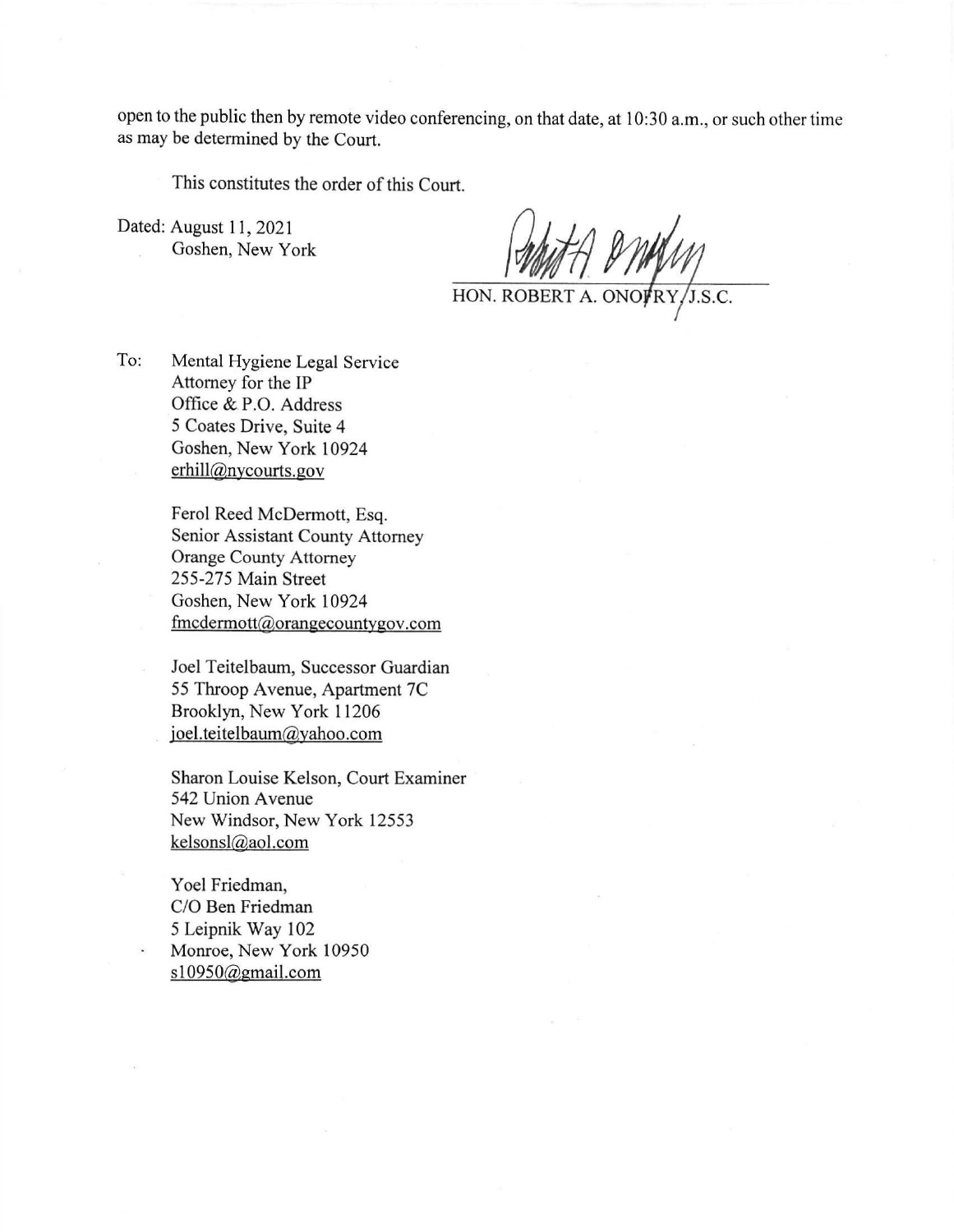open to the public then by remote video conferencing, on that date, at 10:30 a.m., or such other time as may be determined by the Court.

This constitutes the order of this Court.

Dated: August 11, 2021
Goshen, New York

HON. ROBERT A. ONOFRY, J.S.C.

To: Mental Hygiene Legal Service
Attorney for the IP
Office & P.O. Address
5 Coates Drive, Suite 4
Goshen, New York 10924
erhill@nycourts.gov

Ferol Reed McDermott, Esq.
Senior Assistant County Attorney
Orange County Attorney
255-275 Main Street
Goshen, New York 10924
fmcdermott@orangecountygov.com

Joel Teitelbaum, Successor Guardian
55 Throop Avenue, Apartment 7C
Brooklyn, New York 11206
joel.teitelbaum@yahoo.com

Sharon Louise Kelson, Court Examiner
542 Union Avenue
New Windsor, New York 12553
kelsonsl@aol.com

Yoel Friedman,
C/O Ben Friedman
5 Leipnik Way 102
Monroe, New York 10950
s10950@gmail.com